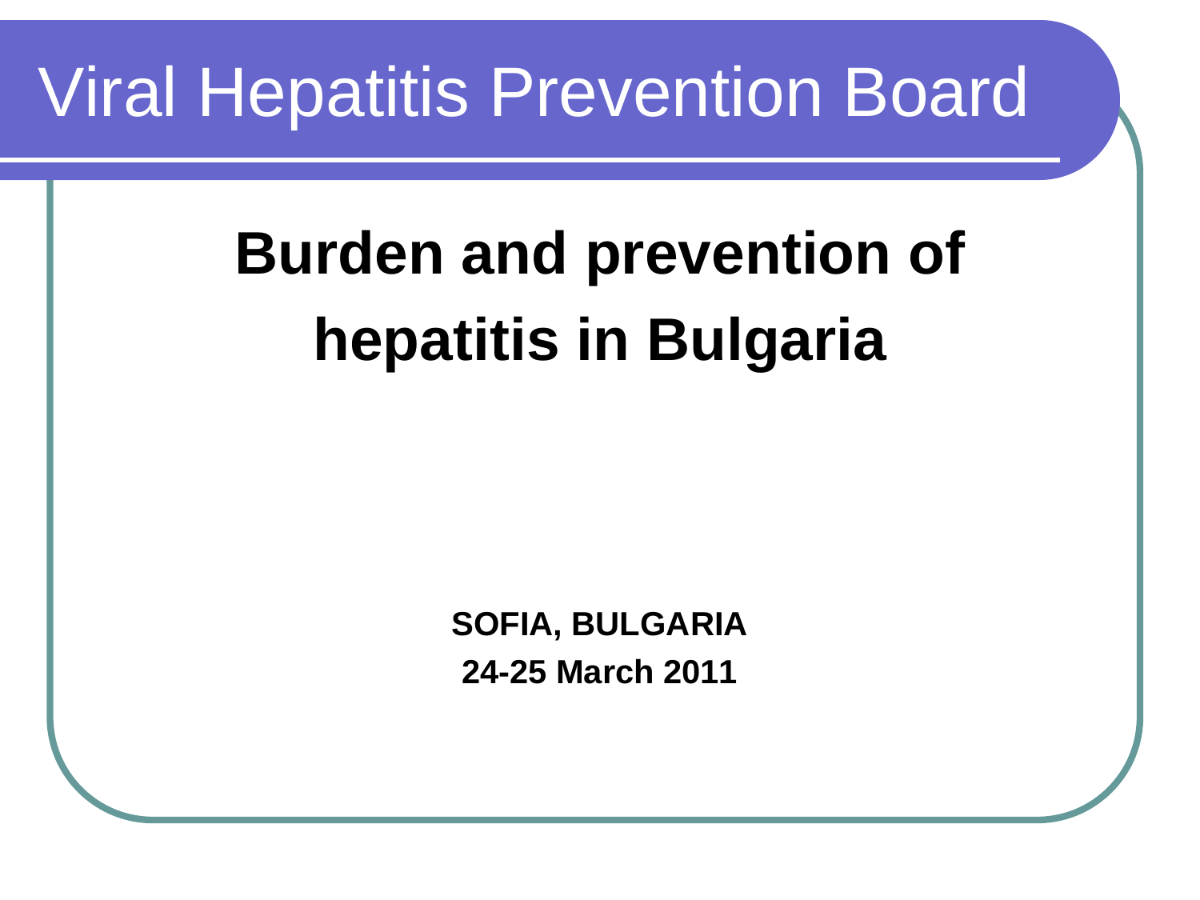# Viral Hepatitis Prevention Board

## Burden and prevention of hepatitis in Bulgaria

**SOFIA, BULGARIA**

**24-25 March 2011**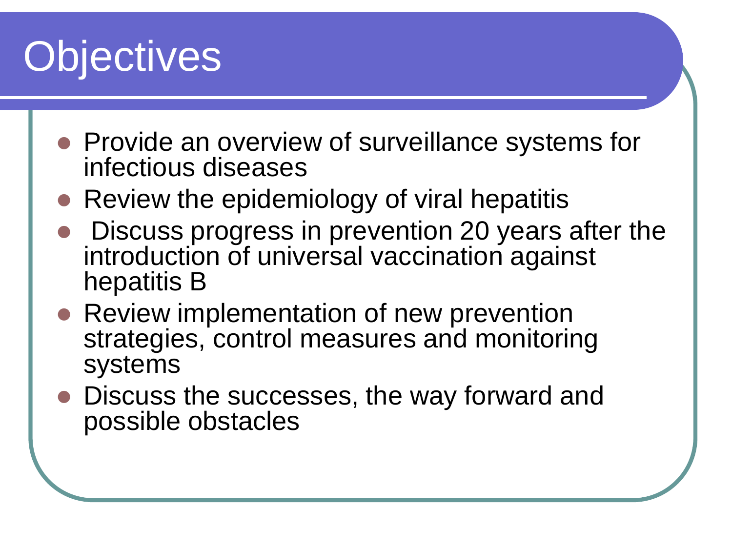# Objectives

- Provide an overview of surveillance systems for infectious diseases
- Review the epidemiology of viral hepatitis
- Discuss progress in prevention 20 years after the introduction of universal vaccination against hepatitis B
- Review implementation of new prevention strategies, control measures and monitoring systems
- Discuss the successes, the way forward and possible obstacles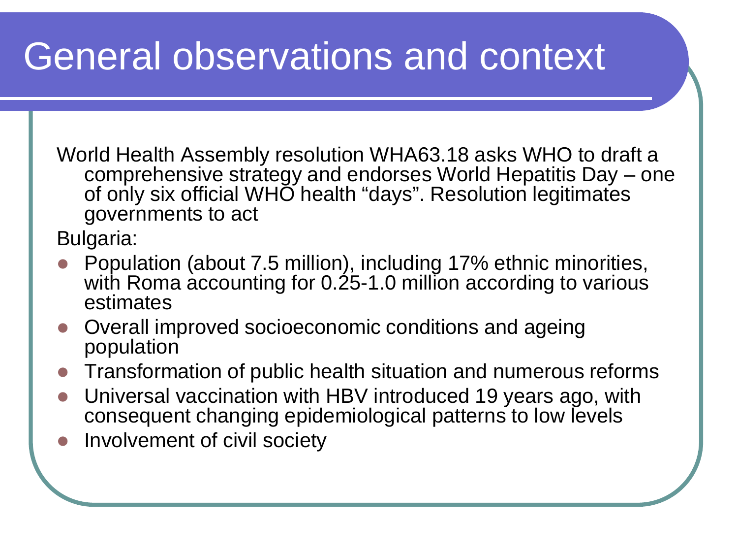# General observations and context

World Health Assembly resolution WHA63.18 asks WHO to draft a comprehensive strategy and endorses World Hepatitis Day – one of only six official WHO health "days". Resolution legitimates governments to act

Bulgaria:

- Population (about 7.5 million), including 17% ethnic minorities, with Roma accounting for 0.25-1.0 million according to various estimates
- Overall improved socioeconomic conditions and ageing population
- Transformation of public health situation and numerous reforms
- Universal vaccination with HBV introduced 19 years ago, with consequent changing epidemiological patterns to low levels
- Involvement of civil society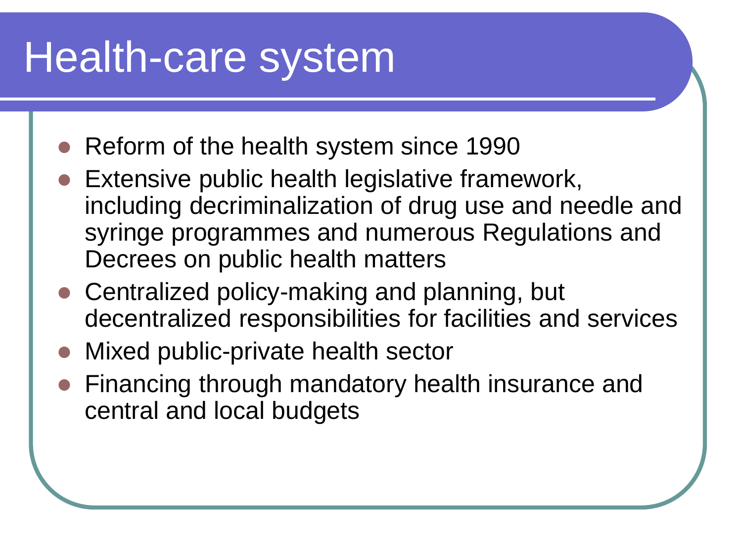# Health-care system

- Reform of the health system since 1990
- Extensive public health legislative framework, including decriminalization of drug use and needle and syringe programmes and numerous Regulations and Decrees on public health matters
- Centralized policy-making and planning, but decentralized responsibilities for facilities and services
- Mixed public-private health sector
- Financing through mandatory health insurance and central and local budgets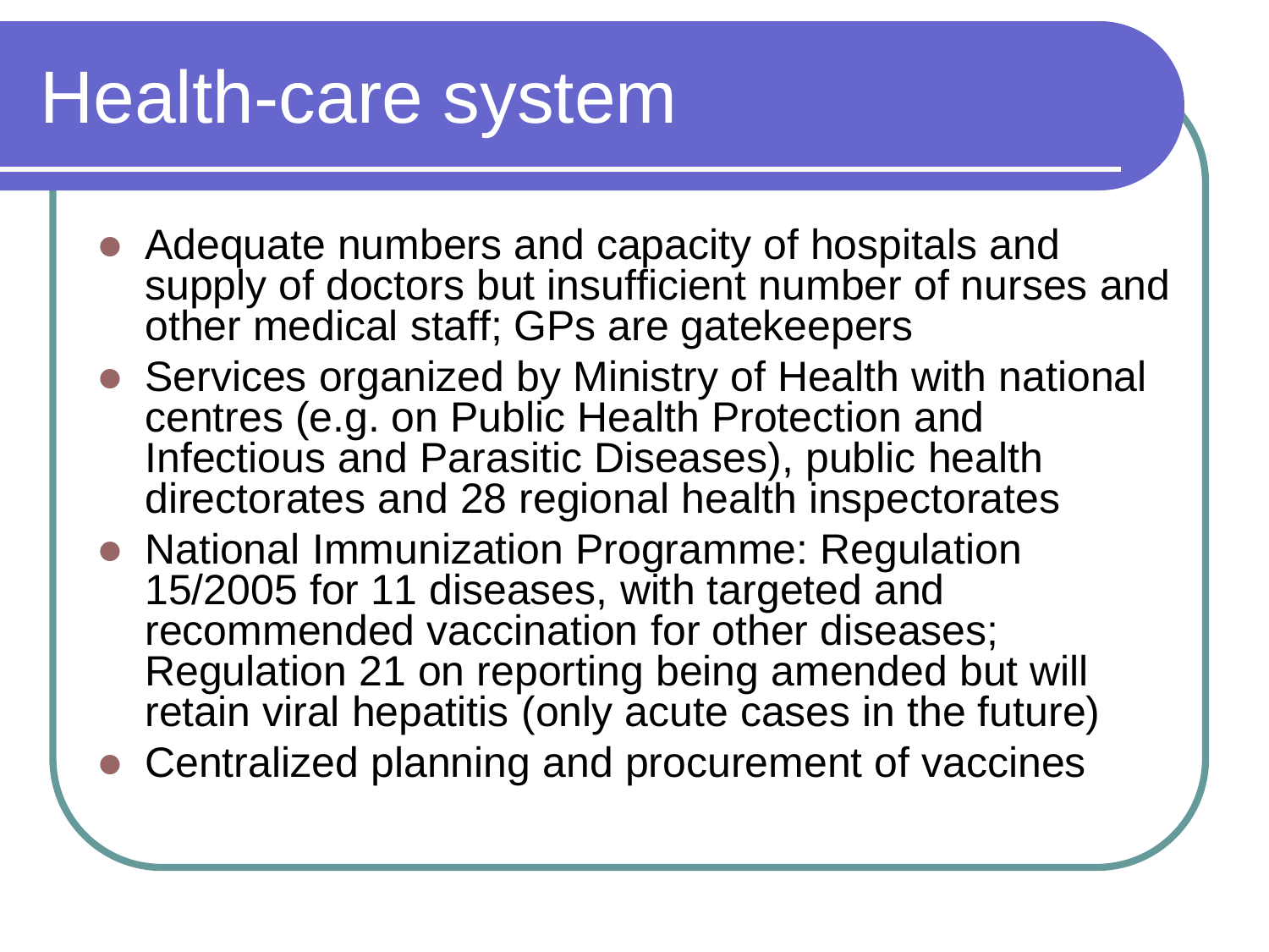# Health-care system

- Adequate numbers and capacity of hospitals and supply of doctors but insufficient number of nurses and other medical staff; GPs are gatekeepers
- Services organized by Ministry of Health with national centres (e.g. on Public Health Protection and Infectious and Parasitic Diseases), public health directorates and 28 regional health inspectorates
- National Immunization Programme: Regulation 15/2005 for 11 diseases, with targeted and recommended vaccination for other diseases; Regulation 21 on reporting being amended but will retain viral hepatitis (only acute cases in the future)
- Centralized planning and procurement of vaccines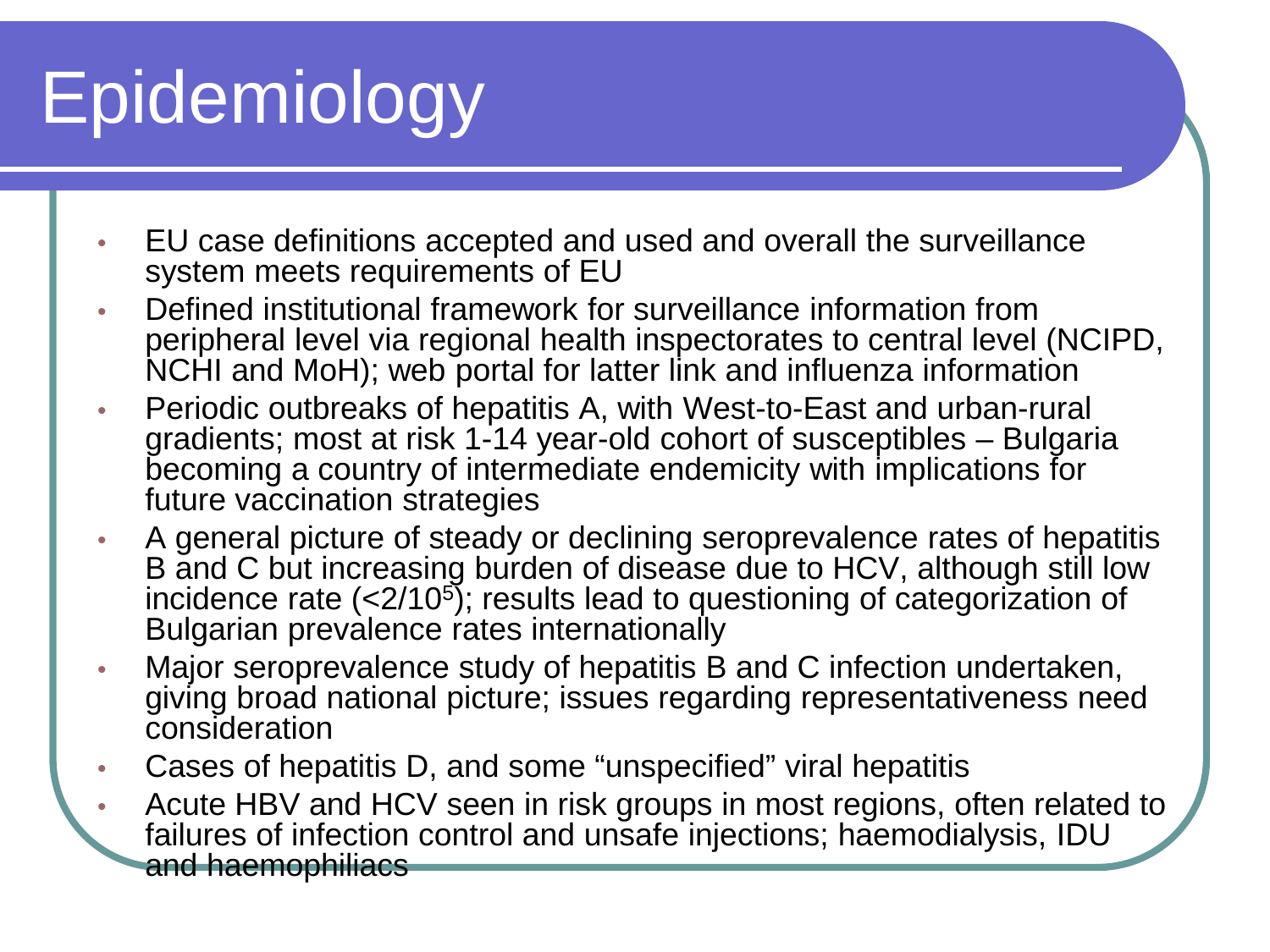# Epidemiology

- EU case definitions accepted and used and overall the surveillance system meets requirements of EU
- Defined institutional framework for surveillance information from peripheral level via regional health inspectorates to central level (NCIPD, NCHI and MoH); web portal for latter link and influenza information
- Periodic outbreaks of hepatitis A, with West-to-East and urban-rural gradients; most at risk 1-14 year-old cohort of susceptibles – Bulgaria becoming a country of intermediate endemicity with implications for future vaccination strategies
- A general picture of steady or declining seroprevalence rates of hepatitis B and C but increasing burden of disease due to HCV, although still low incidence rate ($<2/10^5$); results lead to questioning of categorization of Bulgarian prevalence rates internationally
- Major seroprevalence study of hepatitis B and C infection undertaken, giving broad national picture; issues regarding representativeness need consideration
- Cases of hepatitis D, and some "unspecified" viral hepatitis
- Acute HBV and HCV seen in risk groups in most regions, often related to failures of infection control and unsafe injections; haemodialysis, IDU and haemophiliacs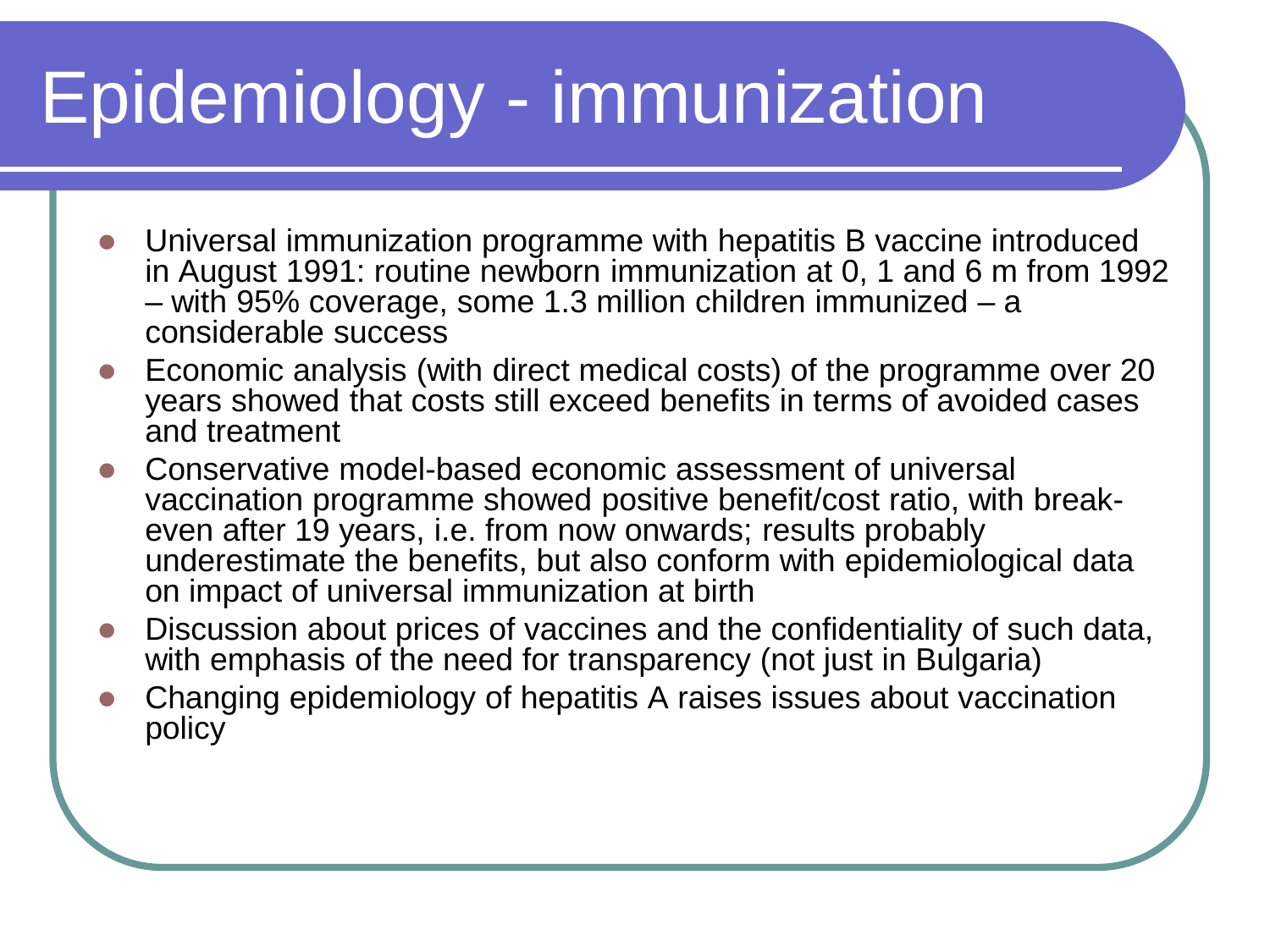# Epidemiology - immunization

- Universal immunization programme with hepatitis B vaccine introduced in August 1991: routine newborn immunization at 0, 1 and 6 m from 1992 – with 95% coverage, some 1.3 million children immunized – a considerable success
- Economic analysis (with direct medical costs) of the programme over 20 years showed that costs still exceed benefits in terms of avoided cases and treatment
- Conservative model-based economic assessment of universal vaccination programme showed positive benefit/cost ratio, with break-even after 19 years, i.e. from now onwards; results probably underestimate the benefits, but also conform with epidemiological data on impact of universal immunization at birth
- Discussion about prices of vaccines and the confidentiality of such data, with emphasis of the need for transparency (not just in Bulgaria)
- Changing epidemiology of hepatitis A raises issues about vaccination policy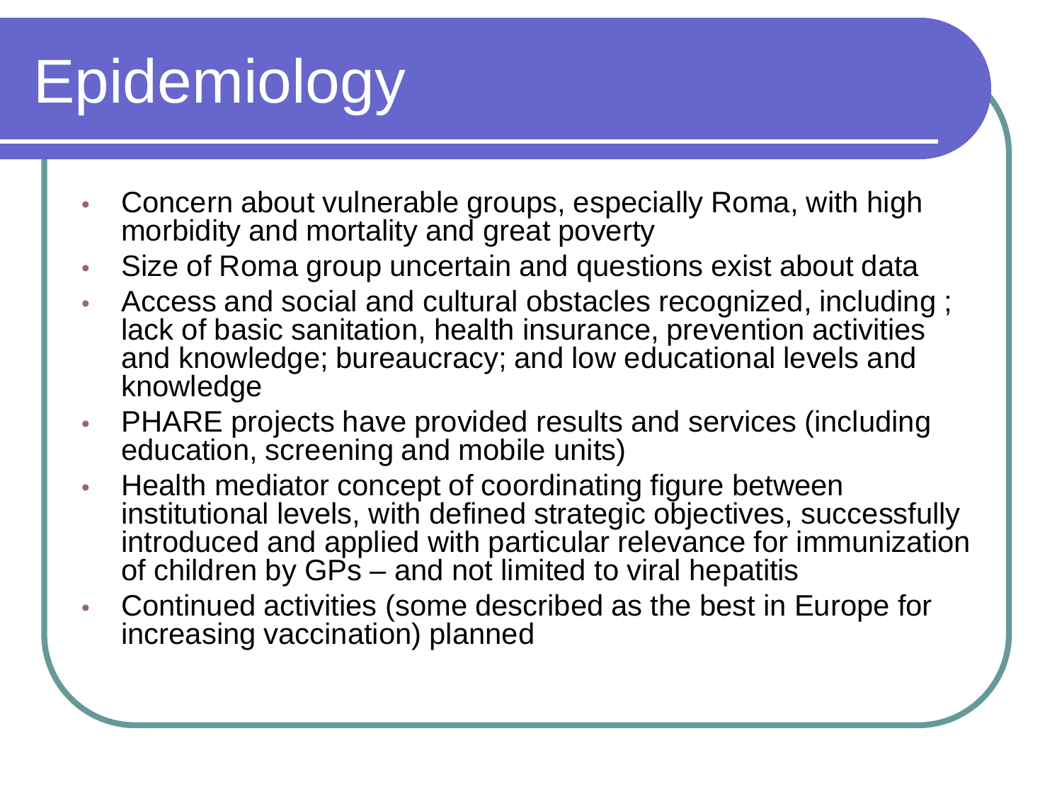# Epidemiology

- Concern about vulnerable groups, especially Roma, with high morbidity and mortality and great poverty
- Size of Roma group uncertain and questions exist about data
- Access and social and cultural obstacles recognized, including ; lack of basic sanitation, health insurance, prevention activities and knowledge; bureaucracy; and low educational levels and knowledge
- PHARE projects have provided results and services (including education, screening and mobile units)
- Health mediator concept of coordinating figure between institutional levels, with defined strategic objectives, successfully introduced and applied with particular relevance for immunization of children by GPs – and not limited to viral hepatitis
- Continued activities (some described as the best in Europe for increasing vaccination) planned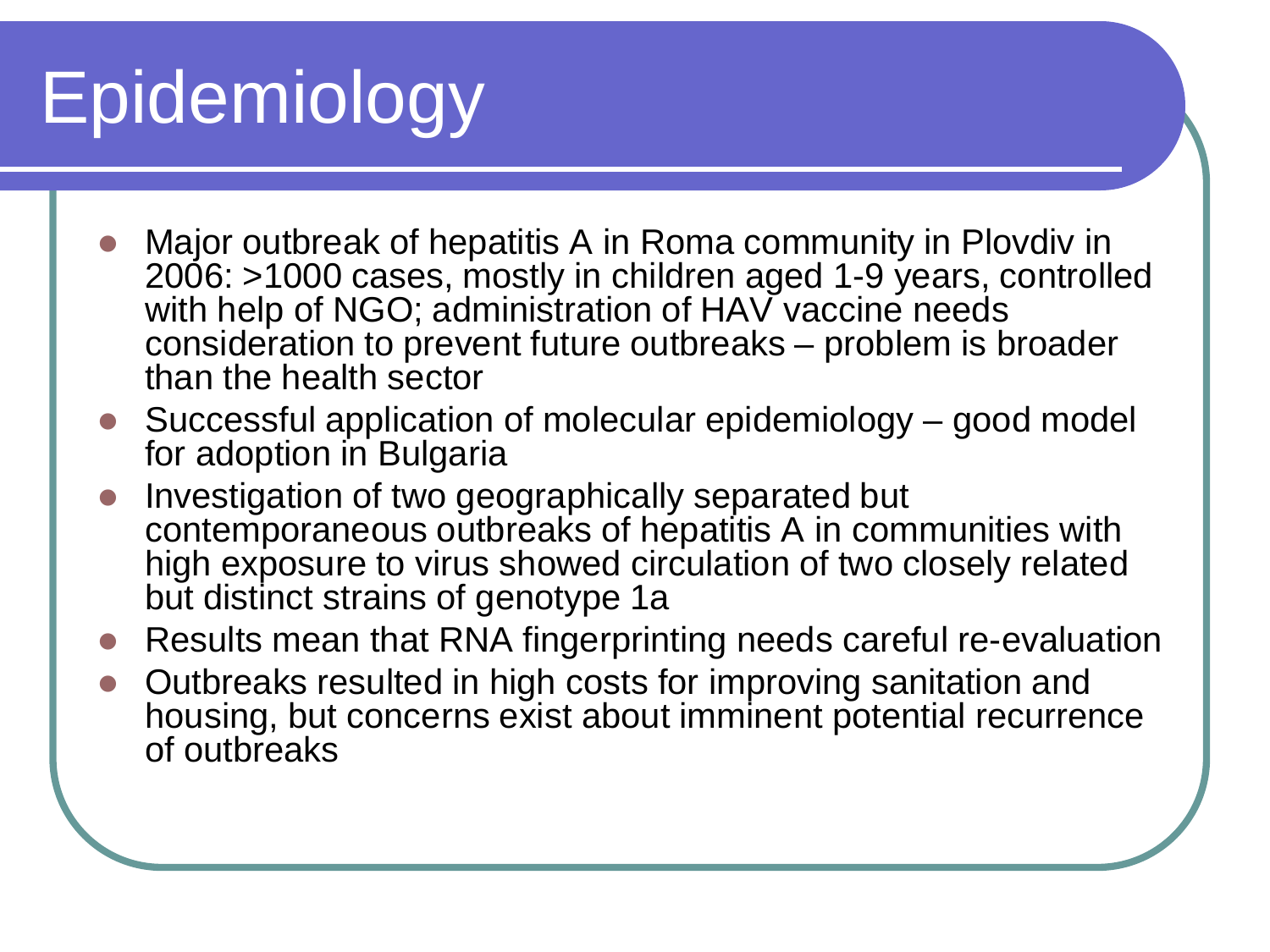# Epidemiology

- Major outbreak of hepatitis A in Roma community in Plovdiv in 2006: >1000 cases, mostly in children aged 1-9 years, controlled with help of NGO; administration of HAV vaccine needs consideration to prevent future outbreaks – problem is broader than the health sector
- Successful application of molecular epidemiology – good model for adoption in Bulgaria
- Investigation of two geographically separated but contemporaneous outbreaks of hepatitis A in communities with high exposure to virus showed circulation of two closely related but distinct strains of genotype 1a
- Results mean that RNA fingerprinting needs careful re-evaluation
- Outbreaks resulted in high costs for improving sanitation and housing, but concerns exist about imminent potential recurrence of outbreaks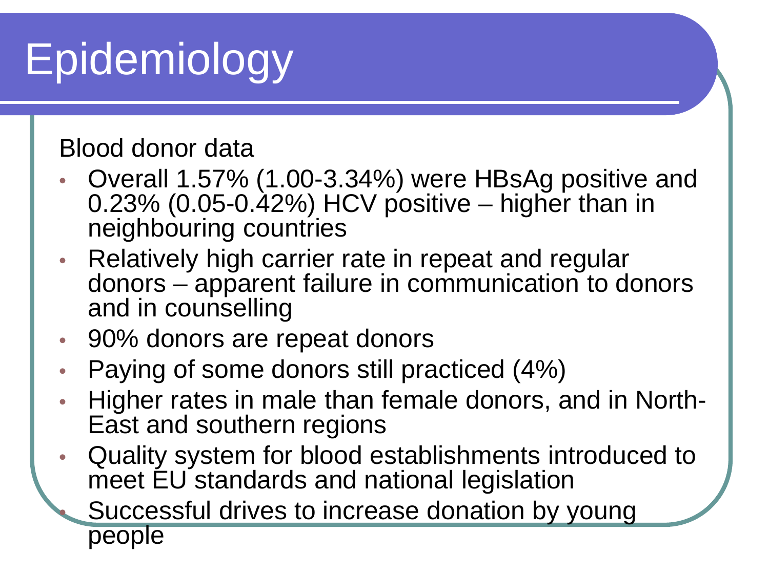# Epidemiology

Blood donor data

- Overall 1.57% (1.00-3.34%) were HBsAg positive and 0.23% (0.05-0.42%) HCV positive – higher than in neighbouring countries
- Relatively high carrier rate in repeat and regular donors – apparent failure in communication to donors and in counselling
- 90% donors are repeat donors
- Paying of some donors still practiced (4%)
- Higher rates in male than female donors, and in North-East and southern regions
- Quality system for blood establishments introduced to meet EU standards and national legislation
- Successful drives to increase donation by young people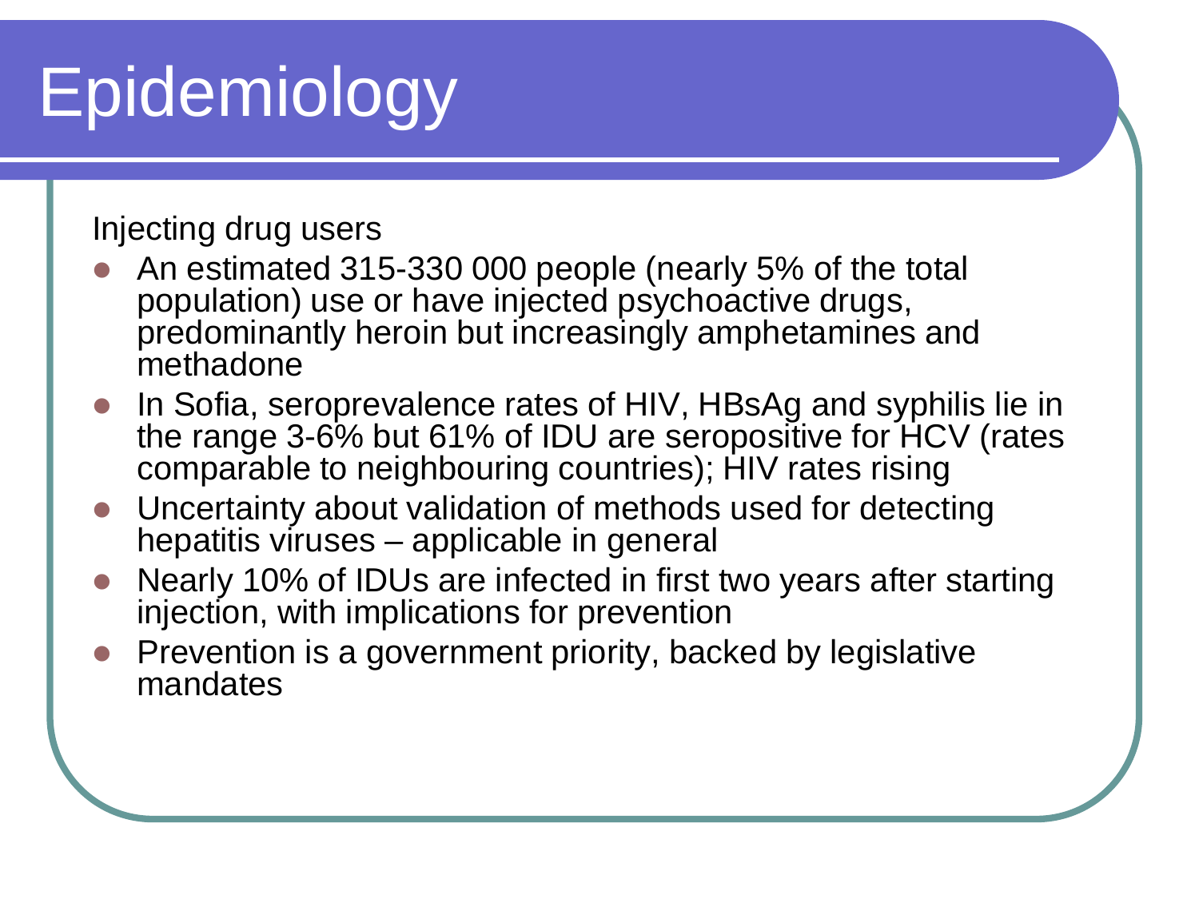# Epidemiology

Injecting drug users

- An estimated 315-330 000 people (nearly 5% of the total population) use or have injected psychoactive drugs, predominantly heroin but increasingly amphetamines and methadone
- In Sofia, seroprevalence rates of HIV, HBsAg and syphilis lie in the range 3-6% but 61% of IDU are seropositive for HCV (rates comparable to neighbouring countries); HIV rates rising
- Uncertainty about validation of methods used for detecting hepatitis viruses – applicable in general
- Nearly 10% of IDUs are infected in first two years after starting injection, with implications for prevention
- Prevention is a government priority, backed by legislative mandates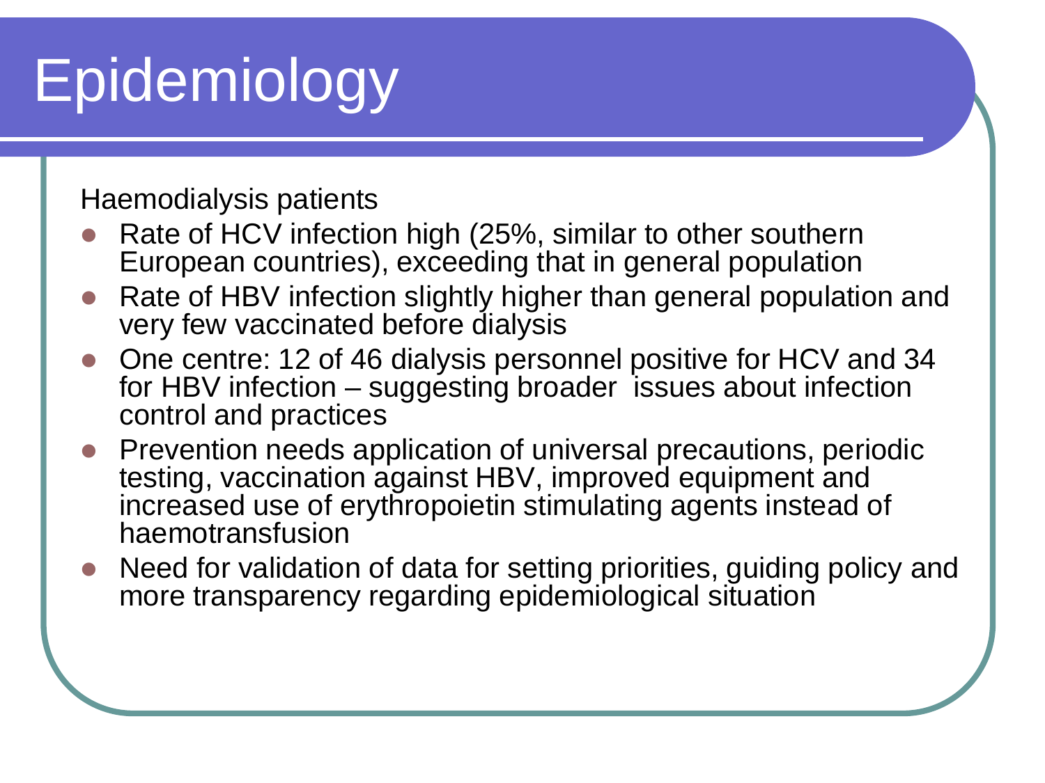# Epidemiology

Haemodialysis patients

- Rate of HCV infection high (25%, similar to other southern European countries), exceeding that in general population
- Rate of HBV infection slightly higher than general population and very few vaccinated before dialysis
- One centre: 12 of 46 dialysis personnel positive for HCV and 34 for HBV infection – suggesting broader issues about infection control and practices
- Prevention needs application of universal precautions, periodic testing, vaccination against HBV, improved equipment and increased use of erythropoietin stimulating agents instead of haemotransfusion
- Need for validation of data for setting priorities, guiding policy and more transparency regarding epidemiological situation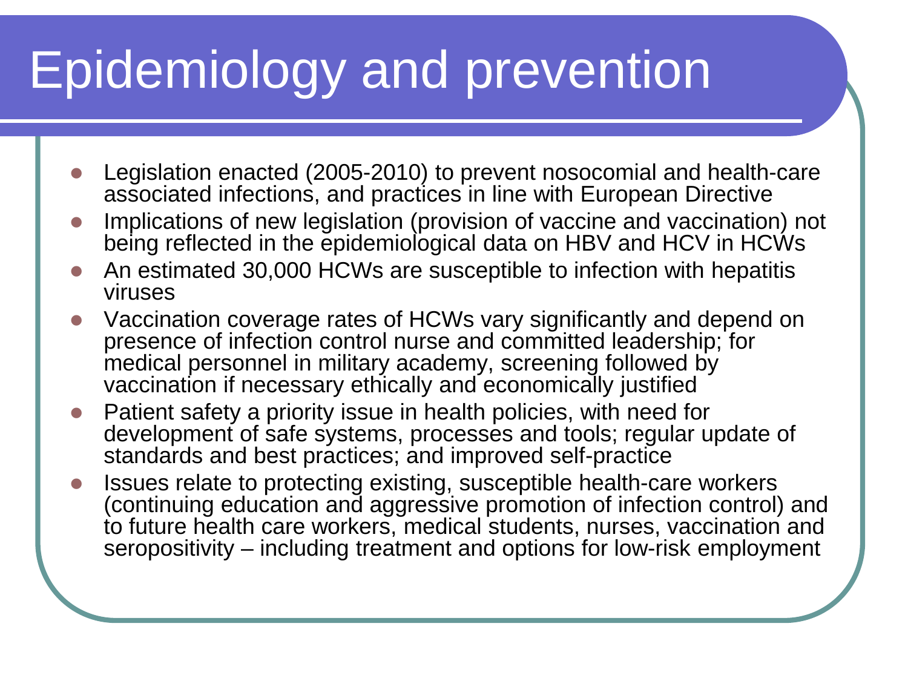# Epidemiology and prevention

- Legislation enacted (2005-2010) to prevent nosocomial and health-care associated infections, and practices in line with European Directive
- Implications of new legislation (provision of vaccine and vaccination) not being reflected in the epidemiological data on HBV and HCV in HCWs
- An estimated 30,000 HCWs are susceptible to infection with hepatitis viruses
- Vaccination coverage rates of HCWs vary significantly and depend on presence of infection control nurse and committed leadership; for medical personnel in military academy, screening followed by vaccination if necessary ethically and economically justified
- Patient safety a priority issue in health policies, with need for development of safe systems, processes and tools; regular update of standards and best practices; and improved self-practice
- Issues relate to protecting existing, susceptible health-care workers (continuing education and aggressive promotion of infection control) and to future health care workers, medical students, nurses, vaccination and seropositivity – including treatment and options for low-risk employment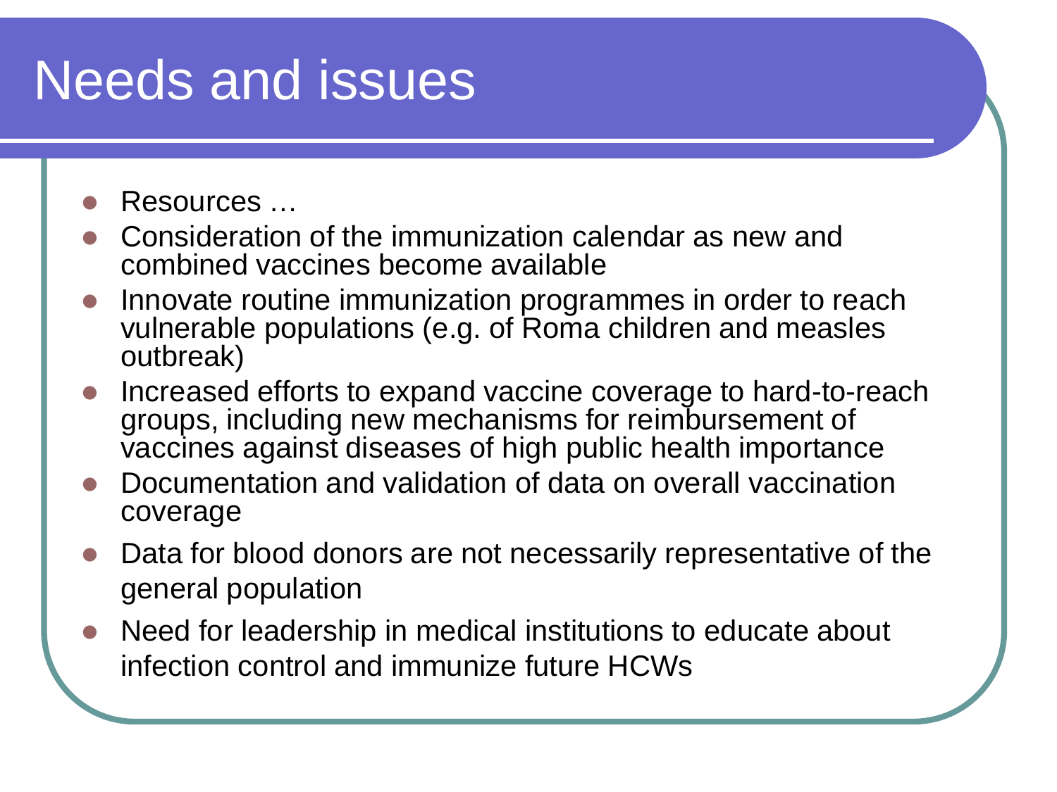# Needs and issues

- Resources …
- Consideration of the immunization calendar as new and combined vaccines become available
- Innovate routine immunization programmes in order to reach vulnerable populations (e.g. of Roma children and measles outbreak)
- Increased efforts to expand vaccine coverage to hard-to-reach groups, including new mechanisms for reimbursement of vaccines against diseases of high public health importance
- Documentation and validation of data on overall vaccination coverage
- Data for blood donors are not necessarily representative of the general population
- Need for leadership in medical institutions to educate about infection control and immunize future HCWs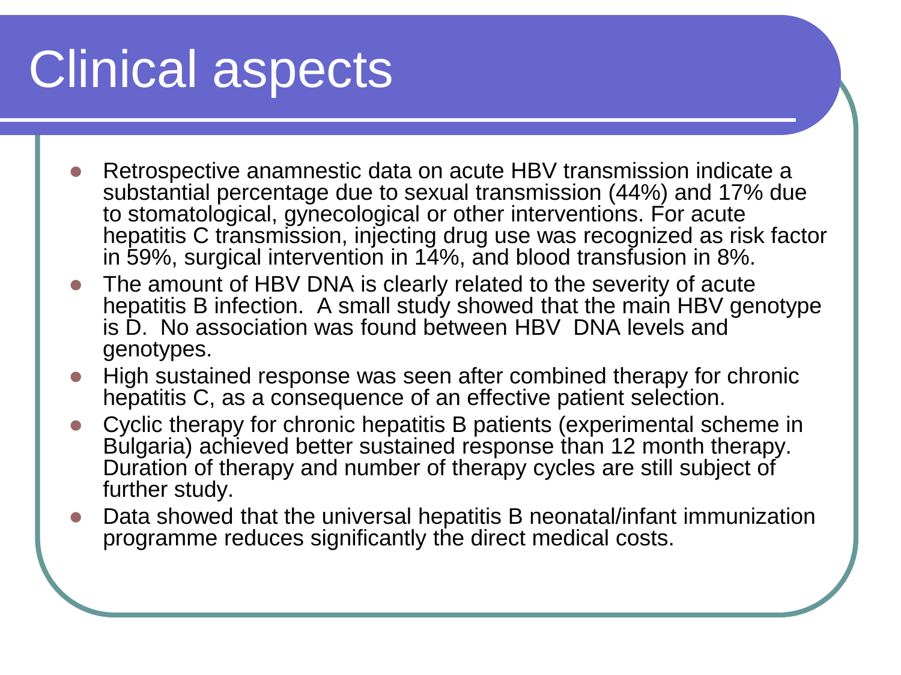# Clinical aspects

- Retrospective anamnestic data on acute HBV transmission indicate a substantial percentage due to sexual transmission (44%) and 17% due to stomatological, gynecological or other interventions. For acute hepatitis C transmission, injecting drug use was recognized as risk factor in 59%, surgical intervention in 14%, and blood transfusion in 8%.
- The amount of HBV DNA is clearly related to the severity of acute hepatitis B infection. A small study showed that the main HBV genotype is D. No association was found between HBV DNA levels and genotypes.
- High sustained response was seen after combined therapy for chronic hepatitis C, as a consequence of an effective patient selection.
- Cyclic therapy for chronic hepatitis B patients (experimental scheme in Bulgaria) achieved better sustained response than 12 month therapy. Duration of therapy and number of therapy cycles are still subject of further study.
- Data showed that the universal hepatitis B neonatal/infant immunization programme reduces significantly the direct medical costs.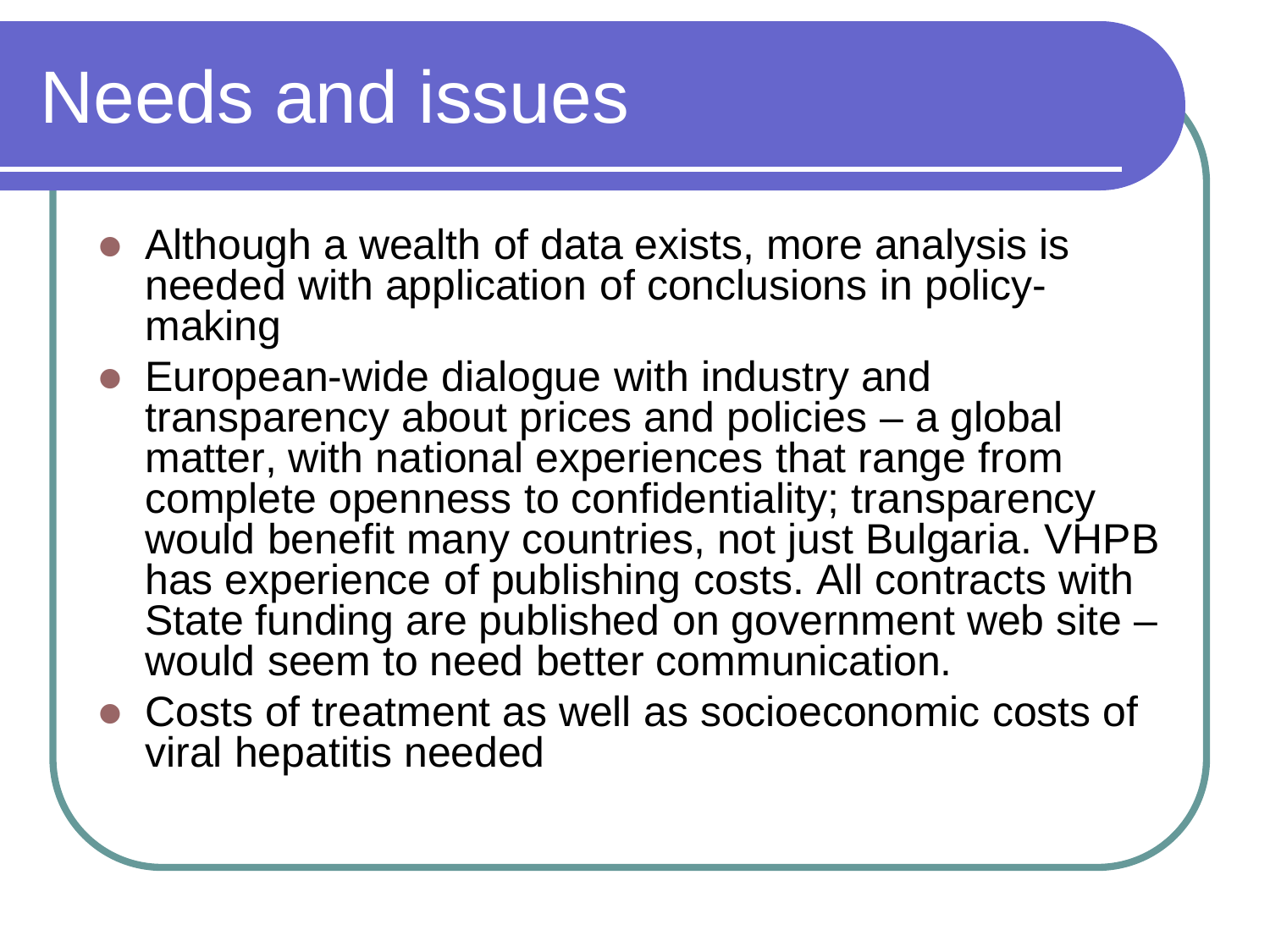# Needs and issues

- Although a wealth of data exists, more analysis is needed with application of conclusions in policy-making
- European-wide dialogue with industry and transparency about prices and policies – a global matter, with national experiences that range from complete openness to confidentiality; transparency would benefit many countries, not just Bulgaria. VHPB has experience of publishing costs. All contracts with State funding are published on government web site – would seem to need better communication.
- Costs of treatment as well as socioeconomic costs of viral hepatitis needed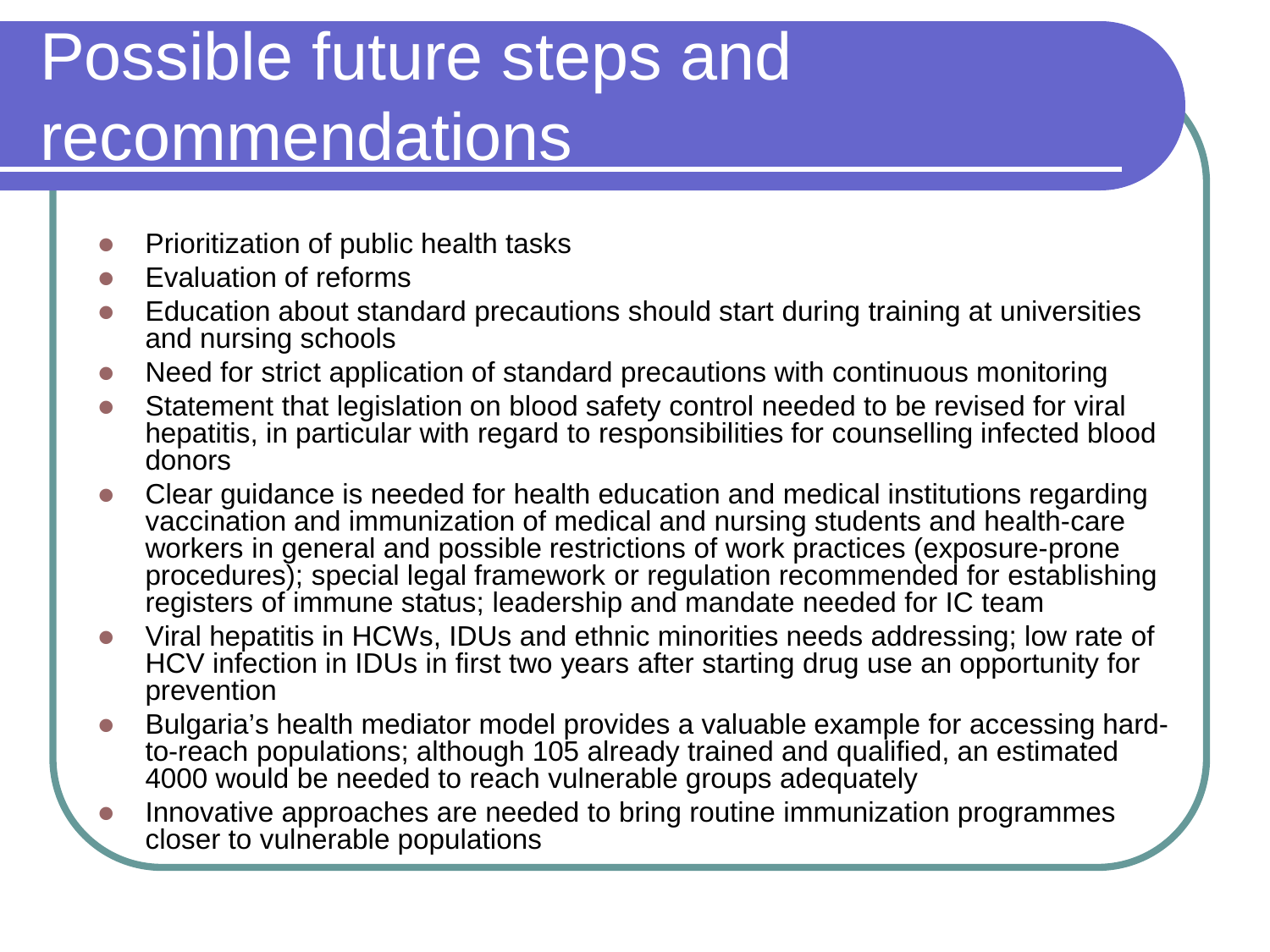# Possible future steps and recommendations

- Prioritization of public health tasks
- Evaluation of reforms
- Education about standard precautions should start during training at universities and nursing schools
- Need for strict application of standard precautions with continuous monitoring
- Statement that legislation on blood safety control needed to be revised for viral hepatitis, in particular with regard to responsibilities for counselling infected blood donors
- Clear guidance is needed for health education and medical institutions regarding vaccination and immunization of medical and nursing students and health-care workers in general and possible restrictions of work practices (exposure-prone procedures); special legal framework or regulation recommended for establishing registers of immune status; leadership and mandate needed for IC team
- Viral hepatitis in HCWs, IDUs and ethnic minorities needs addressing; low rate of HCV infection in IDUs in first two years after starting drug use an opportunity for prevention
- Bulgaria's health mediator model provides a valuable example for accessing hard-to-reach populations; although 105 already trained and qualified, an estimated 4000 would be needed to reach vulnerable groups adequately
- Innovative approaches are needed to bring routine immunization programmes closer to vulnerable populations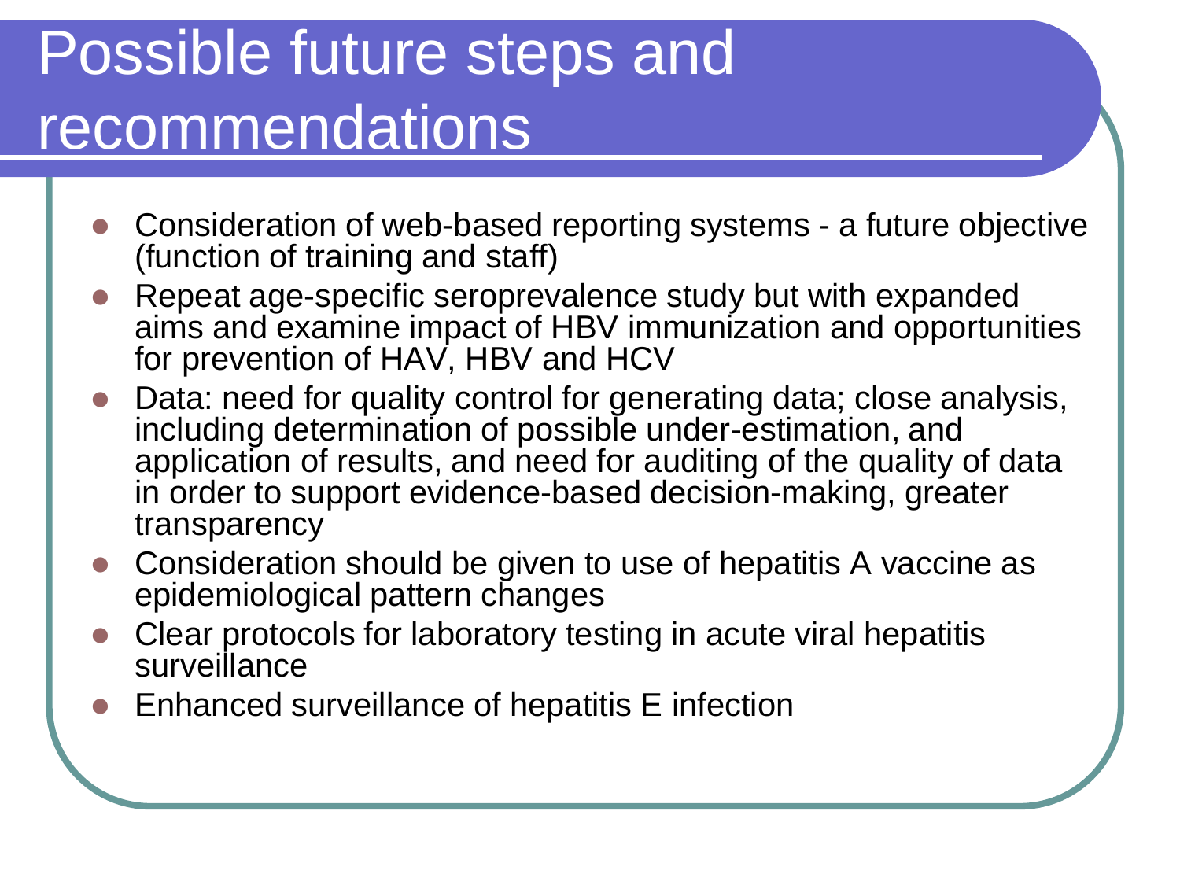# Possible future steps and recommendations

- Consideration of web-based reporting systems - a future objective (function of training and staff)
- Repeat age-specific seroprevalence study but with expanded aims and examine impact of HBV immunization and opportunities for prevention of HAV, HBV and HCV
- Data: need for quality control for generating data; close analysis, including determination of possible under-estimation, and application of results, and need for auditing of the quality of data in order to support evidence-based decision-making, greater transparency
- Consideration should be given to use of hepatitis A vaccine as epidemiological pattern changes
- Clear protocols for laboratory testing in acute viral hepatitis surveillance
- Enhanced surveillance of hepatitis E infection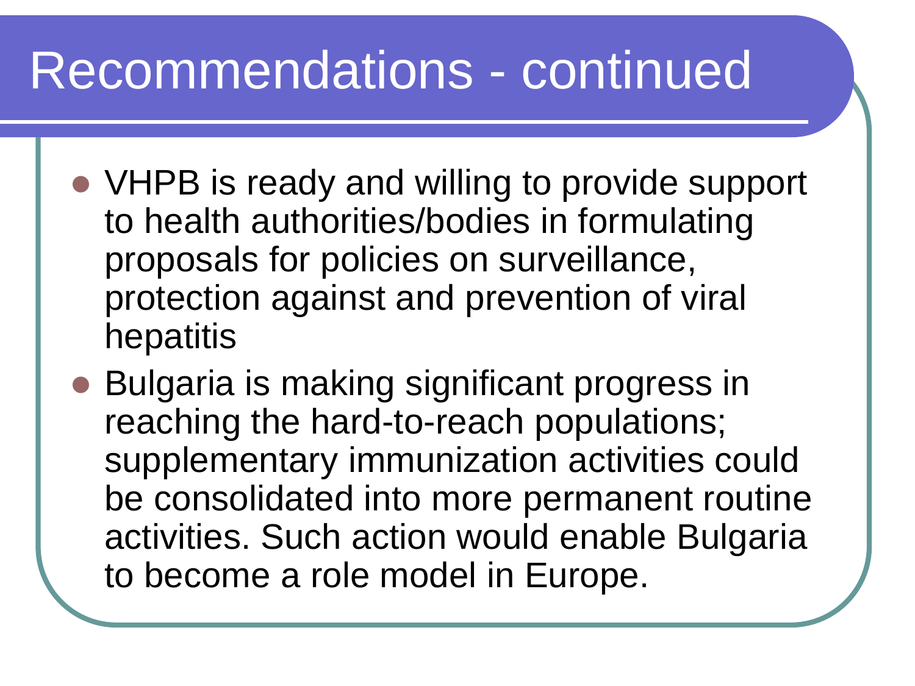# Recommendations - continued

- VHPB is ready and willing to provide support to health authorities/bodies in formulating proposals for policies on surveillance, protection against and prevention of viral hepatitis
- Bulgaria is making significant progress in reaching the hard-to-reach populations; supplementary immunization activities could be consolidated into more permanent routine activities. Such action would enable Bulgaria to become a role model in Europe.